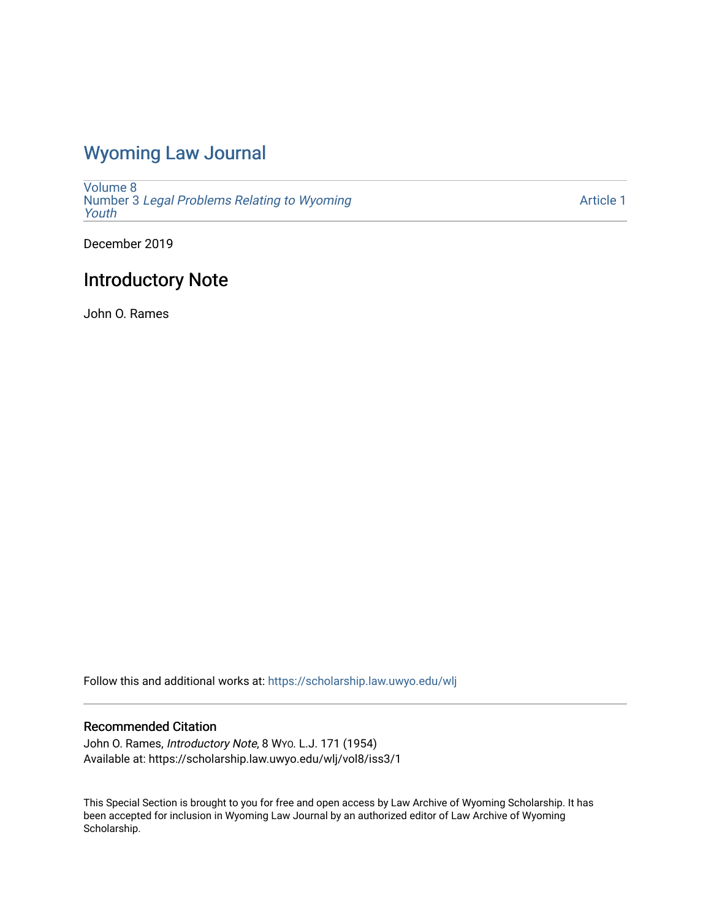# Wyoming Law Journal

Volume 8
Number 3 *Legal Problems Relating to Wyoming Youth*

Article 1

December 2019

## Introductory Note

John O. Rames

Follow this and additional works at: https://scholarship.law.uwyo.edu/wlj

### Recommended Citation

John O. Rames, *Introductory Note*, 8 Wyo. L.J. 171 (1954)
Available at: https://scholarship.law.uwyo.edu/wlj/vol8/iss3/1

This Special Section is brought to you for free and open access by Law Archive of Wyoming Scholarship. It has been accepted for inclusion in Wyoming Law Journal by an authorized editor of Law Archive of Wyoming Scholarship.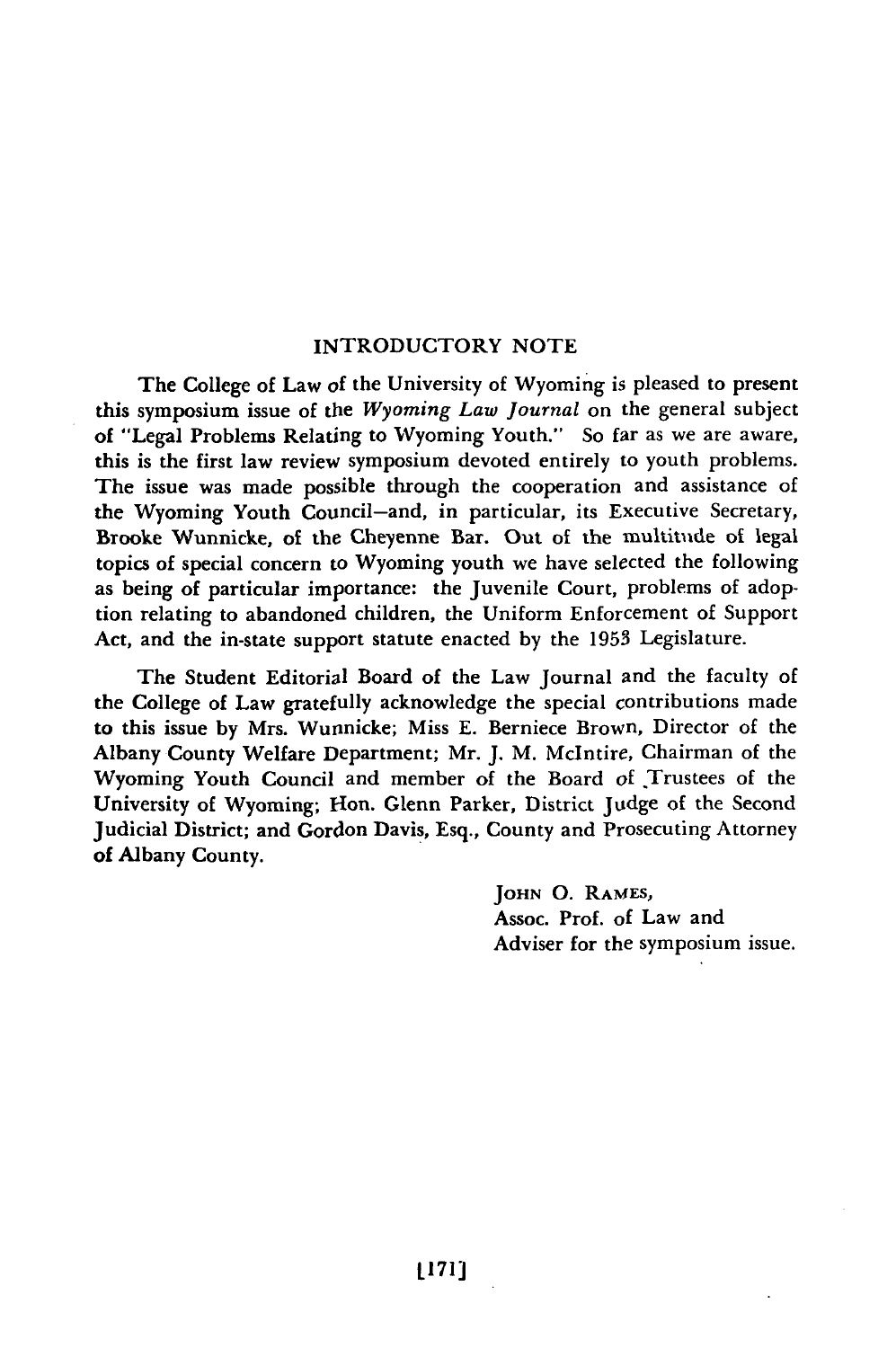## INTRODUCTORY NOTE

The College of Law of the University of Wyoming is pleased to present this symposium issue of the *Wyoming Law Journal* on the general subject of "Legal Problems Relating to Wyoming Youth." So far as we are aware, this is the first law review symposium devoted entirely to youth problems. The issue was made possible through the cooperation and assistance of the Wyoming Youth Council—and, in particular, its Executive Secretary, Brooke Wunnicke, of the Cheyenne Bar. Out of the multitude of legal topics of special concern to Wyoming youth we have selected the following as being of particular importance: the Juvenile Court, problems of adoption relating to abandoned children, the Uniform Enforcement of Support Act, and the in-state support statute enacted by the 1953 Legislature.

The Student Editorial Board of the Law Journal and the faculty of the College of Law gratefully acknowledge the special contributions made to this issue by Mrs. Wunnicke; Miss E. Berniece Brown, Director of the Albany County Welfare Department; Mr. J. M. McIntire, Chairman of the Wyoming Youth Council and member of the Board of Trustees of the University of Wyoming; Hon. Glenn Parker, District Judge of the Second Judicial District; and Gordon Davis, Esq., County and Prosecuting Attorney of Albany County.

JOHN O. RAMES,
Assoc. Prof. of Law and
Adviser for the symposium issue.